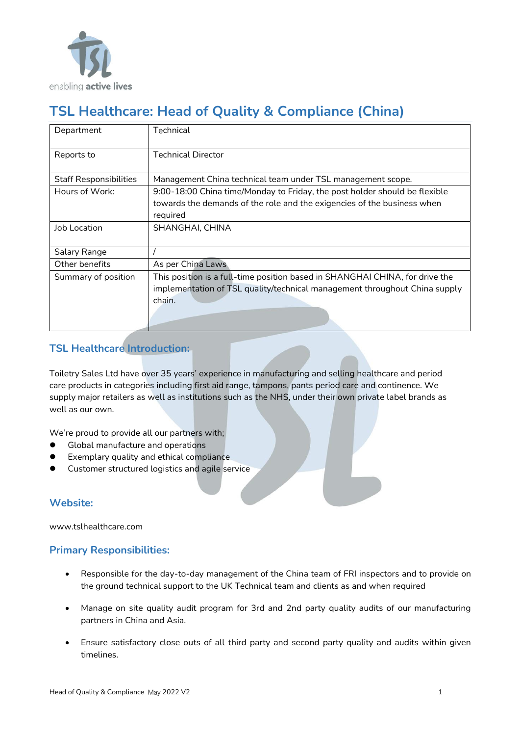# TSL Healthcare: Head of Quality & Compliance (China)

| Department | Technical |
|---|---|
| Reports to | Technical Director |
| Staff Responsibilities | Management China technical team under TSL management scope. |
| Hours of Work: | 9:00-18:00 China time/Monday to Friday, the post holder should be flexible towards the demands of the role and the exigencies of the business when required |
| Job Location | SHANGHAI, CHINA |
| Salary Range | / |
| Other benefits | As per China Laws |
| Summary of position | This position is a full-time position based in SHANGHAI CHINA, for drive the implementation of TSL quality/technical management throughout China supply chain. |

## TSL Healthcare Introduction:

Toiletry Sales Ltd have over 35 years' experience in manufacturing and selling healthcare and period care products in categories including first aid range, tampons, pants period care and continence. We supply major retailers as well as institutions such as the NHS, under their own private label brands as well as our own.

We're proud to provide all our partners with;

- Global manufacture and operations
- Exemplary quality and ethical compliance
- Customer structured logistics and agile service

## Website:

www.tslhealthcare.com

## Primary Responsibilities:

- Responsible for the day-to-day management of the China team of FRI inspectors and to provide on the ground technical support to the UK Technical team and clients as and when required
- Manage on site quality audit program for 3rd and 2nd party quality audits of our manufacturing partners in China and Asia.
- Ensure satisfactory close outs of all third party and second party quality and audits within given timelines.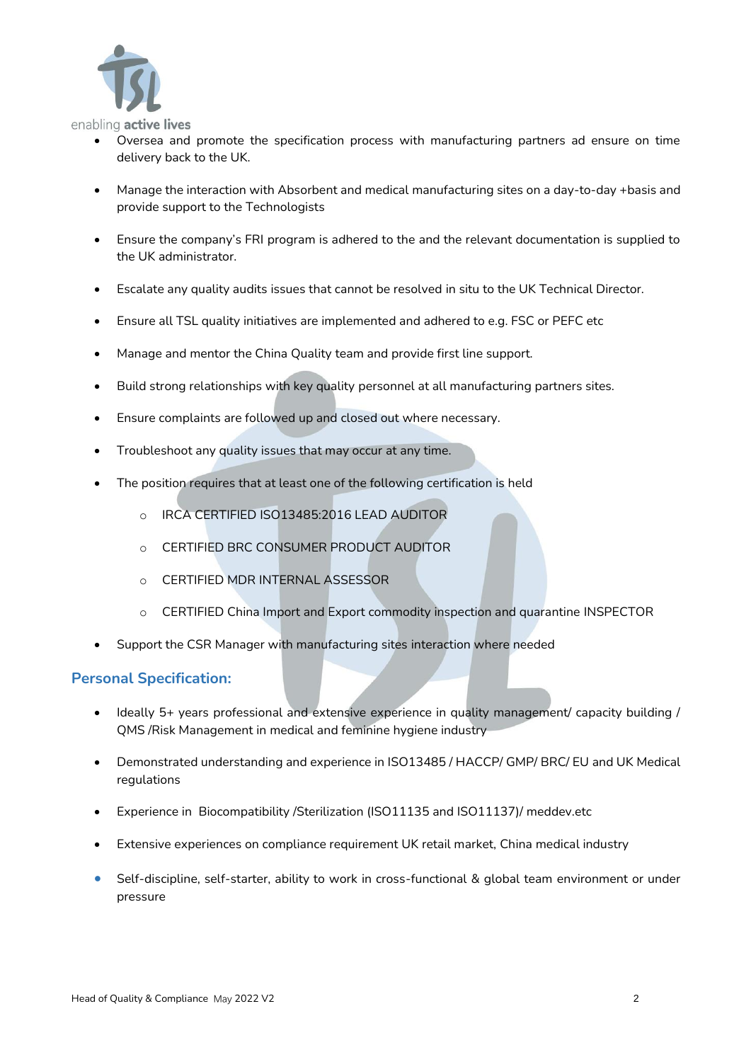- Oversea and promote the specification process with manufacturing partners ad ensure on time delivery back to the UK.
- Manage the interaction with Absorbent and medical manufacturing sites on a day-to-day +basis and provide support to the Technologists
- Ensure the company's FRI program is adhered to the and the relevant documentation is supplied to the UK administrator.
- Escalate any quality audits issues that cannot be resolved in situ to the UK Technical Director.
- Ensure all TSL quality initiatives are implemented and adhered to e.g. FSC or PEFC etc
- Manage and mentor the China Quality team and provide first line support.
- Build strong relationships with key quality personnel at all manufacturing partners sites.
- Ensure complaints are followed up and closed out where necessary.
- Troubleshoot any quality issues that may occur at any time.
- The position requires that at least one of the following certification is held
    - IRCA CERTIFIED ISO13485:2016 LEAD AUDITOR
    - CERTIFIED BRC CONSUMER PRODUCT AUDITOR
    - CERTIFIED MDR INTERNAL ASSESSOR
    - CERTIFIED China Import and Export commodity inspection and quarantine INSPECTOR
- Support the CSR Manager with manufacturing sites interaction where needed

## Personal Specification:

- Ideally 5+ years professional and extensive experience in quality management/ capacity building / QMS /Risk Management in medical and feminine hygiene industry
- Demonstrated understanding and experience in ISO13485 / HACCP/ GMP/ BRC/ EU and UK Medical regulations
- Experience in Biocompatibility /Sterilization (ISO11135 and ISO11137)/ meddev.etc
- Extensive experiences on compliance requirement UK retail market, China medical industry
- Self-discipline, self-starter, ability to work in cross-functional & global team environment or under pressure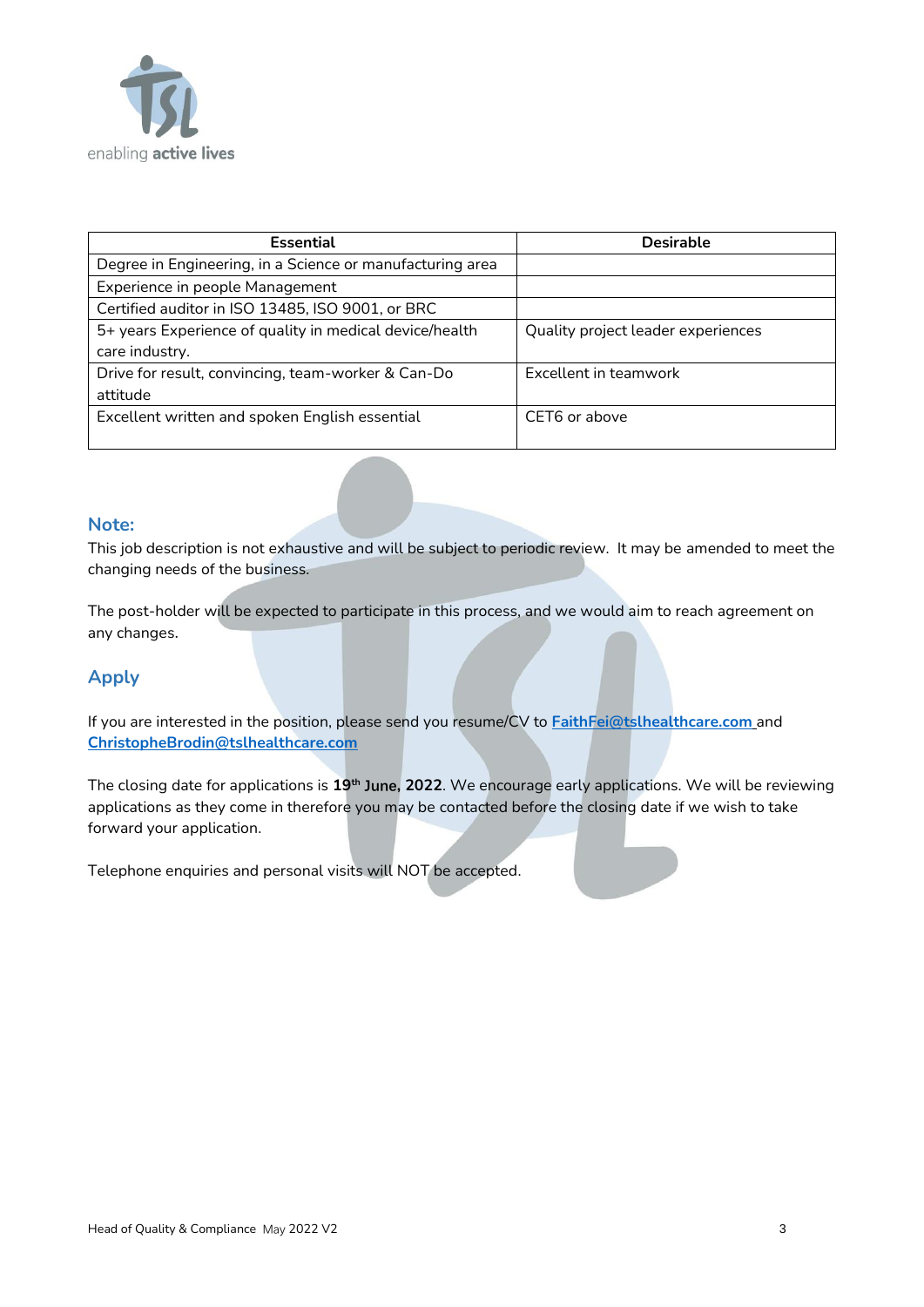| Essential | Desirable |
|---|---|
| Degree in Engineering, in a Science or manufacturing area | |
| Experience in people Management | |
| Certified auditor in ISO 13485, ISO 9001, or BRC | |
| 5+ years Experience of quality in medical device/health care industry. | Quality project leader experiences |
| Drive for result, convincing, team-worker & Can-Do attitude | Excellent in teamwork |
| Excellent written and spoken English essential | CET6 or above |

## Note:

This job description is not exhaustive and will be subject to periodic review. It may be amended to meet the changing needs of the business.

The post-holder will be expected to participate in this process, and we would aim to reach agreement on any changes.

## Apply

If you are interested in the position, please send you resume/CV to FaithFei@tslhealthcare.com and ChristopheBrodin@tslhealthcare.com

The closing date for applications is **19th June, 2022**. We encourage early applications. We will be reviewing applications as they come in therefore you may be contacted before the closing date if we wish to take forward your application.

Telephone enquiries and personal visits will NOT be accepted.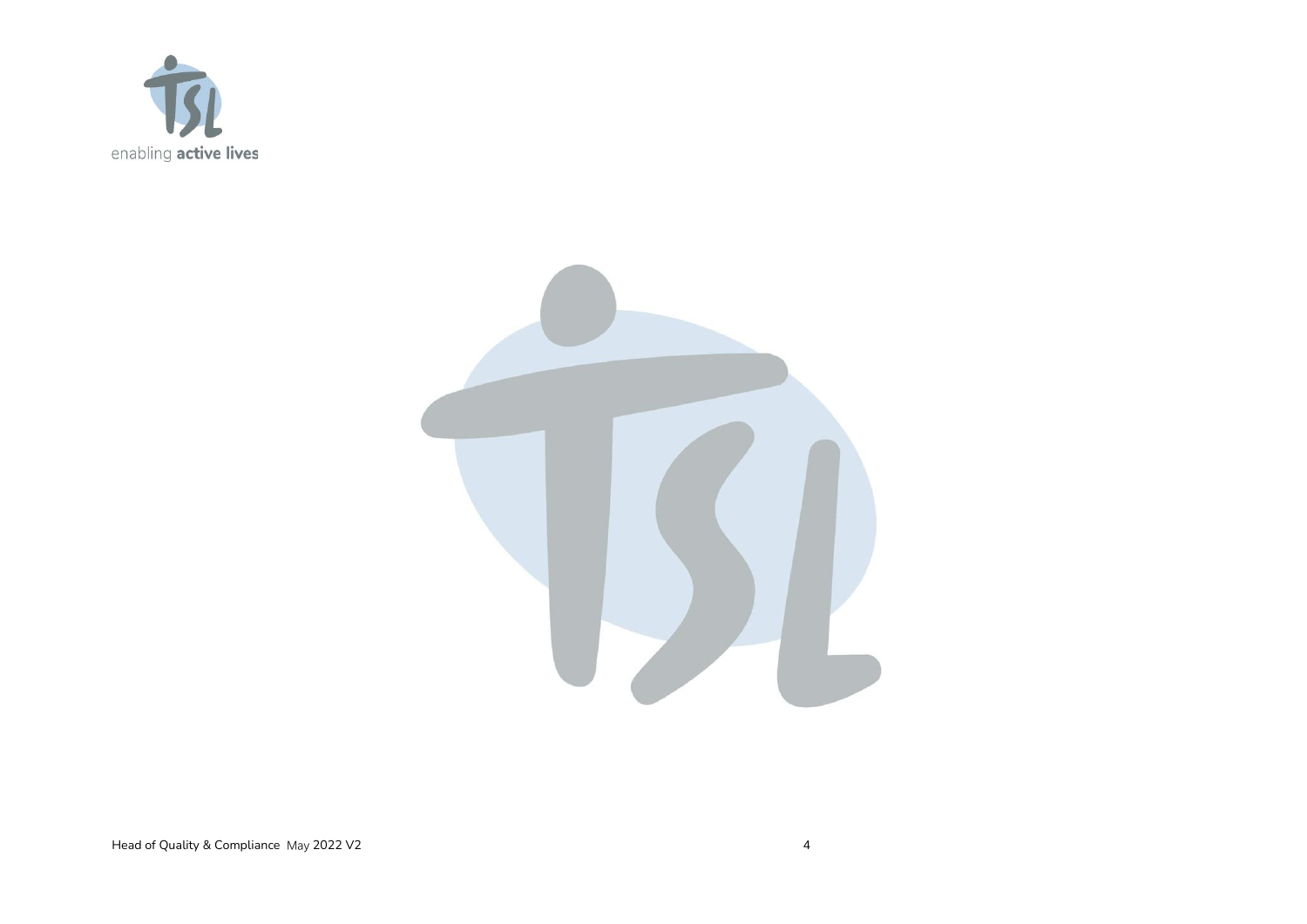enabling **active lives**